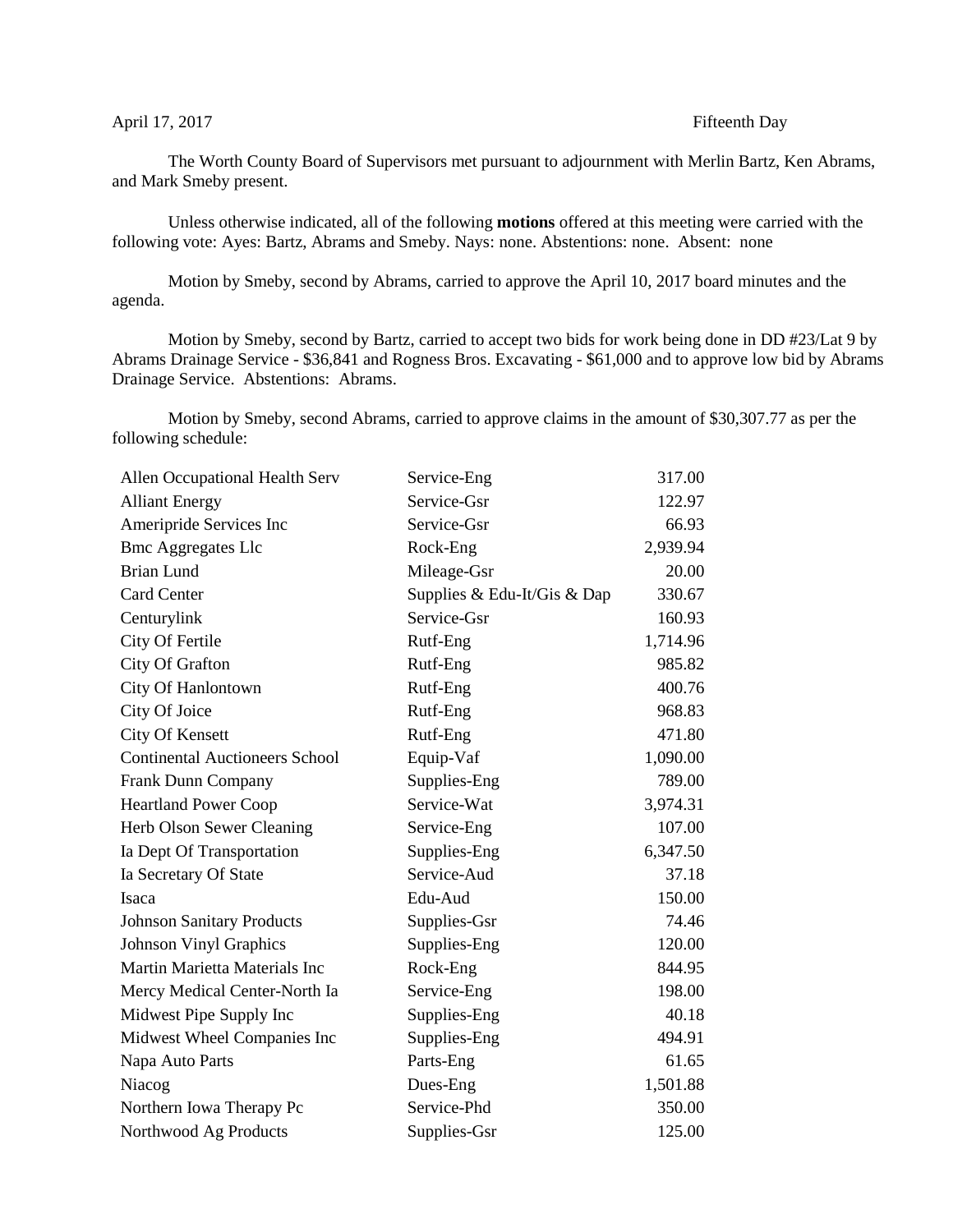April 17, 2017 Fifteenth Day

The Worth County Board of Supervisors met pursuant to adjournment with Merlin Bartz, Ken Abrams, and Mark Smeby present.

Unless otherwise indicated, all of the following **motions** offered at this meeting were carried with the following vote: Ayes: Bartz, Abrams and Smeby. Nays: none. Abstentions: none. Absent: none

Motion by Smeby, second by Abrams, carried to approve the April 10, 2017 board minutes and the agenda.

Motion by Smeby, second by Bartz, carried to accept two bids for work being done in DD #23/Lat 9 by Abrams Drainage Service - $36,841 and Rogness Bros. Excavating - $61,000 and to approve low bid by Abrams Drainage Service. Abstentions: Abrams.

Motion by Smeby, second Abrams, carried to approve claims in the amount of $30,307.77 as per the following schedule:

| | | |
|---|---|---|
| Allen Occupational Health Serv | Service-Eng | 317.00 |
| Alliant Energy | Service-Gsr | 122.97 |
| Ameripride Services Inc | Service-Gsr | 66.93 |
| Bmc Aggregates Llc | Rock-Eng | 2,939.94 |
| Brian Lund | Mileage-Gsr | 20.00 |
| Card Center | Supplies & Edu-It/Gis & Dap | 330.67 |
| Centurylink | Service-Gsr | 160.93 |
| City Of Fertile | Rutf-Eng | 1,714.96 |
| City Of Grafton | Rutf-Eng | 985.82 |
| City Of Hanlontown | Rutf-Eng | 400.76 |
| City Of Joice | Rutf-Eng | 968.83 |
| City Of Kensett | Rutf-Eng | 471.80 |
| Continental Auctioneers School | Equip-Vaf | 1,090.00 |
| Frank Dunn Company | Supplies-Eng | 789.00 |
| Heartland Power Coop | Service-Wat | 3,974.31 |
| Herb Olson Sewer Cleaning | Service-Eng | 107.00 |
| Ia Dept Of Transportation | Supplies-Eng | 6,347.50 |
| Ia Secretary Of State | Service-Aud | 37.18 |
| Isaca | Edu-Aud | 150.00 |
| Johnson Sanitary Products | Supplies-Gsr | 74.46 |
| Johnson Vinyl Graphics | Supplies-Eng | 120.00 |
| Martin Marietta Materials Inc | Rock-Eng | 844.95 |
| Mercy Medical Center-North Ia | Service-Eng | 198.00 |
| Midwest Pipe Supply Inc | Supplies-Eng | 40.18 |
| Midwest Wheel Companies Inc | Supplies-Eng | 494.91 |
| Napa Auto Parts | Parts-Eng | 61.65 |
| Niacog | Dues-Eng | 1,501.88 |
| Northern Iowa Therapy Pc | Service-Phd | 350.00 |
| Northwood Ag Products | Supplies-Gsr | 125.00 |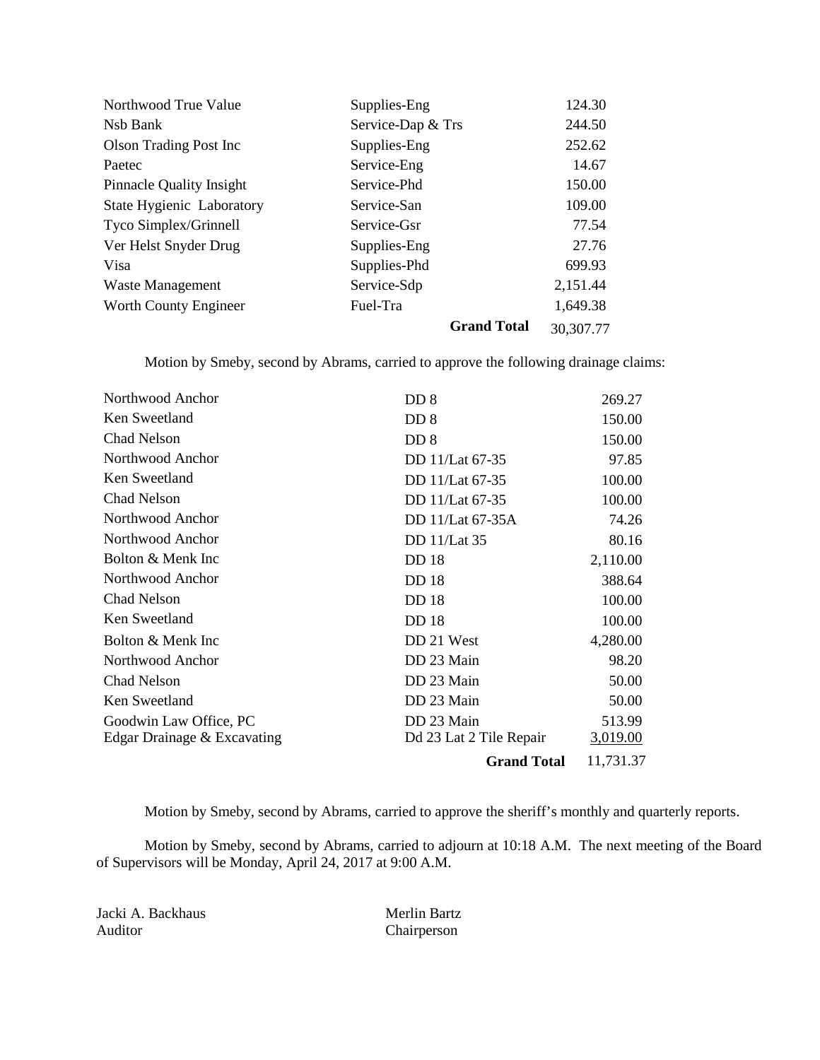| | | |
|---|---|---|
| Northwood True Value | Supplies-Eng | 124.30 |
| Nsb Bank | Service-Dap & Trs | 244.50 |
| Olson Trading Post Inc | Supplies-Eng | 252.62 |
| Paetec | Service-Eng | 14.67 |
| Pinnacle Quality Insight | Service-Phd | 150.00 |
| State Hygienic Laboratory | Service-San | 109.00 |
| Tyco Simplex/Grinnell | Service-Gsr | 77.54 |
| Ver Helst Snyder Drug | Supplies-Eng | 27.76 |
| Visa | Supplies-Phd | 699.93 |
| Waste Management | Service-Sdp | 2,151.44 |
| Worth County Engineer | Fuel-Tra | 1,649.38 |
| | **Grand Total** | 30,307.77 |

Motion by Smeby, second by Abrams, carried to approve the following drainage claims:

| | | |
|---|---|---|
| Northwood Anchor | DD 8 | 269.27 |
| Ken Sweetland | DD 8 | 150.00 |
| Chad Nelson | DD 8 | 150.00 |
| Northwood Anchor | DD 11/Lat 67-35 | 97.85 |
| Ken Sweetland | DD 11/Lat 67-35 | 100.00 |
| Chad Nelson | DD 11/Lat 67-35 | 100.00 |
| Northwood Anchor | DD 11/Lat 67-35A | 74.26 |
| Northwood Anchor | DD 11/Lat 35 | 80.16 |
| Bolton & Menk Inc | DD 18 | 2,110.00 |
| Northwood Anchor | DD 18 | 388.64 |
| Chad Nelson | DD 18 | 100.00 |
| Ken Sweetland | DD 18 | 100.00 |
| Bolton & Menk Inc | DD 21 West | 4,280.00 |
| Northwood Anchor | DD 23 Main | 98.20 |
| Chad Nelson | DD 23 Main | 50.00 |
| Ken Sweetland | DD 23 Main | 50.00 |
| Goodwin Law Office, PC | DD 23 Main | 513.99 |
| Edgar Drainage & Excavating | Dd 23 Lat 2 Tile Repair | 3,019.00 |
| | **Grand Total** | 11,731.37 |

Motion by Smeby, second by Abrams, carried to approve the sheriff's monthly and quarterly reports.

Motion by Smeby, second by Abrams, carried to adjourn at 10:18 A.M. The next meeting of the Board of Supervisors will be Monday, April 24, 2017 at 9:00 A.M.

Jacki A. Backhaus
Auditor

Merlin Bartz
Chairperson